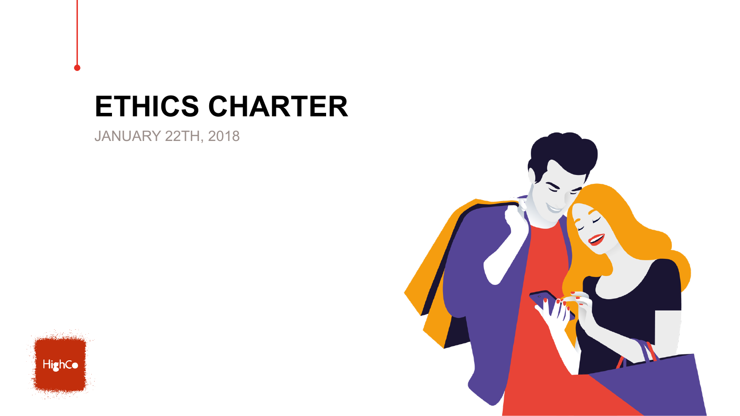# ETHICS CHARTER

JANUARY 22TH, 2018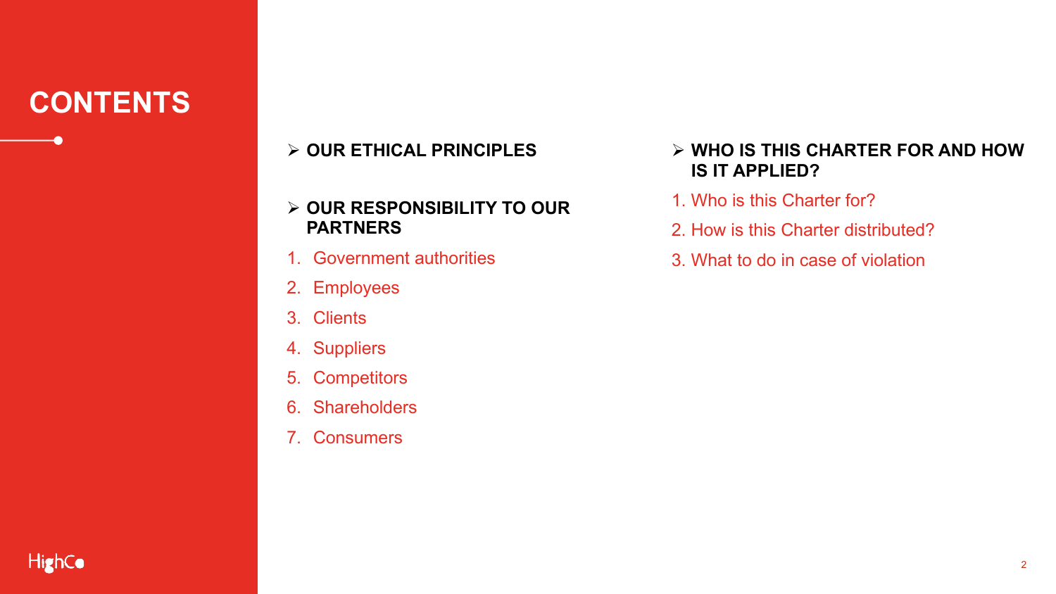# CONTENTS

- **OUR ETHICAL PRINCIPLES**

- **OUR RESPONSIBILITY TO OUR PARTNERS**

1. Government authorities
2. Employees
3. Clients
4. Suppliers
5. Competitors
6. Shareholders
7. Consumers

- **WHO IS THIS CHARTER FOR AND HOW IS IT APPLIED?**

1. Who is this Charter for?
2. How is this Charter distributed?
3. What to do in case of violation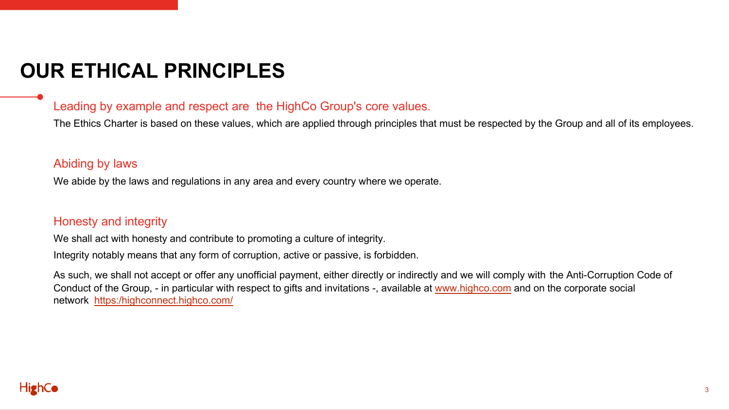# OUR ETHICAL PRINCIPLES

## Leading by example and respect are the HighCo Group's core values.

The Ethics Charter is based on these values, which are applied through principles that must be respected by the Group and all of its employees.

## Abiding by laws

We abide by the laws and regulations in any area and every country where we operate.

## Honesty and integrity

We shall act with honesty and contribute to promoting a culture of integrity.

Integrity notably means that any form of corruption, active or passive, is forbidden.

As such, we shall not accept or offer any unofficial payment, either directly or indirectly and we will comply with the Anti-Corruption Code of Conduct of the Group, - in particular with respect to gifts and invitations -, available at [www.highco.com](www.highco.com) and on the corporate social network [https:/highconnect.highco.com/](https:/highconnect.highco.com/)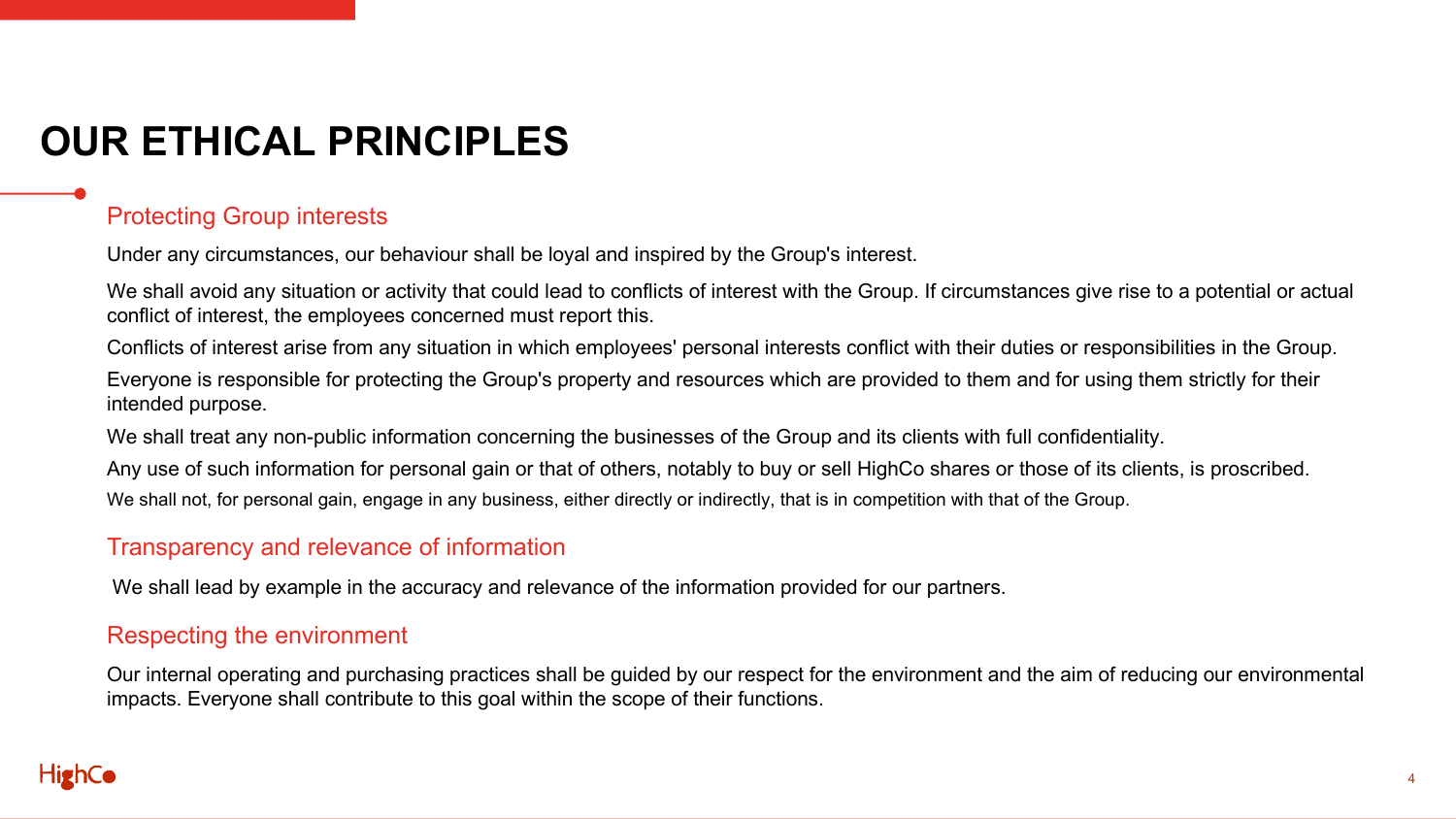# OUR ETHICAL PRINCIPLES

## Protecting Group interests

Under any circumstances, our behaviour shall be loyal and inspired by the Group's interest.

We shall avoid any situation or activity that could lead to conflicts of interest with the Group. If circumstances give rise to a potential or actual conflict of interest, the employees concerned must report this.

Conflicts of interest arise from any situation in which employees' personal interests conflict with their duties or responsibilities in the Group.

Everyone is responsible for protecting the Group's property and resources which are provided to them and for using them strictly for their intended purpose.

We shall treat any non-public information concerning the businesses of the Group and its clients with full confidentiality.

Any use of such information for personal gain or that of others, notably to buy or sell HighCo shares or those of its clients, is proscribed.

We shall not, for personal gain, engage in any business, either directly or indirectly, that is in competition with that of the Group.

## Transparency and relevance of information

We shall lead by example in the accuracy and relevance of the information provided for our partners.

## Respecting the environment

Our internal operating and purchasing practices shall be guided by our respect for the environment and the aim of reducing our environmental impacts. Everyone shall contribute to this goal within the scope of their functions.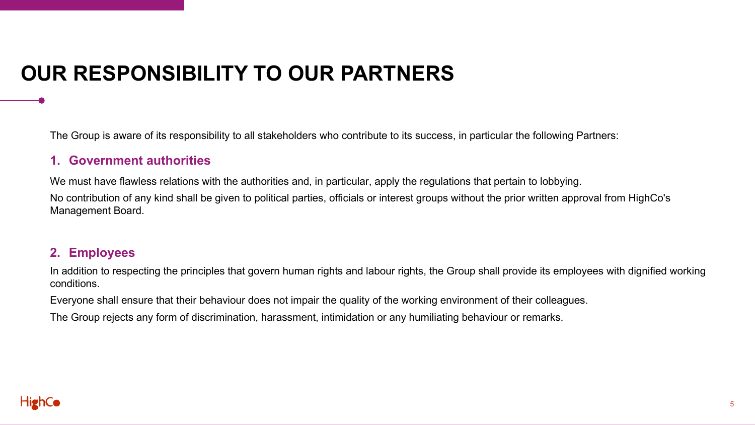# OUR RESPONSIBILITY TO OUR PARTNERS

The Group is aware of its responsibility to all stakeholders who contribute to its success, in particular the following Partners:

## 1. Government authorities

We must have flawless relations with the authorities and, in particular, apply the regulations that pertain to lobbying.

No contribution of any kind shall be given to political parties, officials or interest groups without the prior written approval from HighCo's Management Board.

## 2. Employees

In addition to respecting the principles that govern human rights and labour rights, the Group shall provide its employees with dignified working conditions.

Everyone shall ensure that their behaviour does not impair the quality of the working environment of their colleagues.

The Group rejects any form of discrimination, harassment, intimidation or any humiliating behaviour or remarks.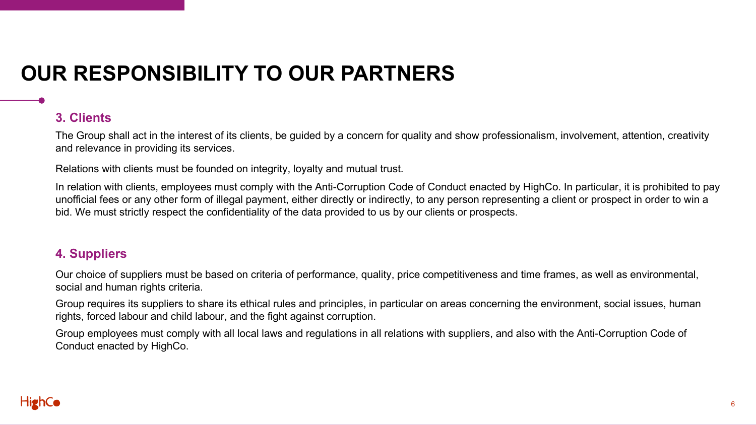# OUR RESPONSIBILITY TO OUR PARTNERS

## 3. Clients

The Group shall act in the interest of its clients, be guided by a concern for quality and show professionalism, involvement, attention, creativity and relevance in providing its services.

Relations with clients must be founded on integrity, loyalty and mutual trust.

In relation with clients, employees must comply with the Anti-Corruption Code of Conduct enacted by HighCo. In particular, it is prohibited to pay unofficial fees or any other form of illegal payment, either directly or indirectly, to any person representing a client or prospect in order to win a bid. We must strictly respect the confidentiality of the data provided to us by our clients or prospects.

## 4. Suppliers

Our choice of suppliers must be based on criteria of performance, quality, price competitiveness and time frames, as well as environmental, social and human rights criteria.

Group requires its suppliers to share its ethical rules and principles, in particular on areas concerning the environment, social issues, human rights, forced labour and child labour, and the fight against corruption.

Group employees must comply with all local laws and regulations in all relations with suppliers, and also with the Anti-Corruption Code of Conduct enacted by HighCo.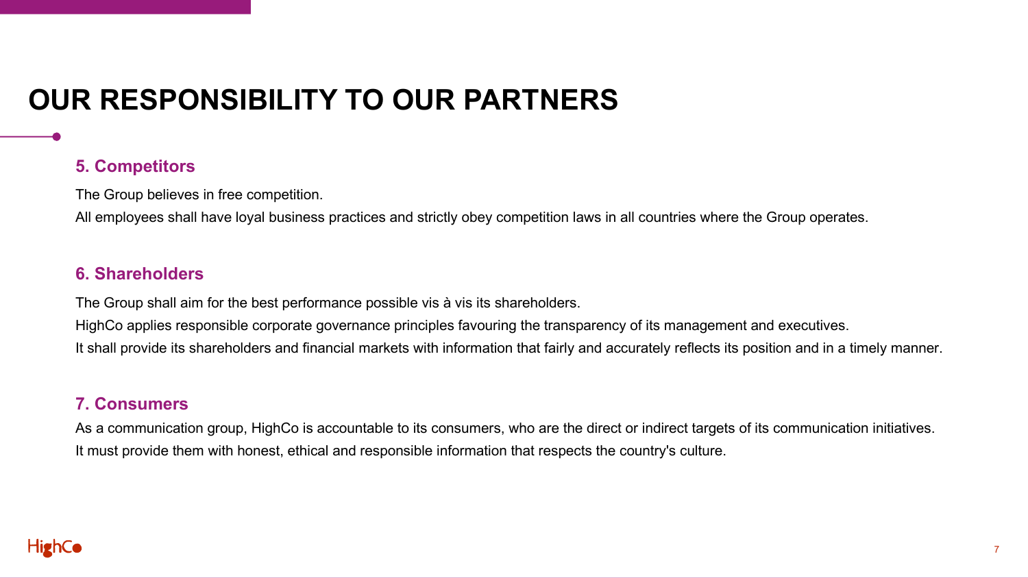# OUR RESPONSIBILITY TO OUR PARTNERS

## 5. Competitors

The Group believes in free competition.

All employees shall have loyal business practices and strictly obey competition laws in all countries where the Group operates.

## 6. Shareholders

The Group shall aim for the best performance possible vis à vis its shareholders.

HighCo applies responsible corporate governance principles favouring the transparency of its management and executives.

It shall provide its shareholders and financial markets with information that fairly and accurately reflects its position and in a timely manner.

## 7. Consumers

As a communication group, HighCo is accountable to its consumers, who are the direct or indirect targets of its communication initiatives.

It must provide them with honest, ethical and responsible information that respects the country's culture.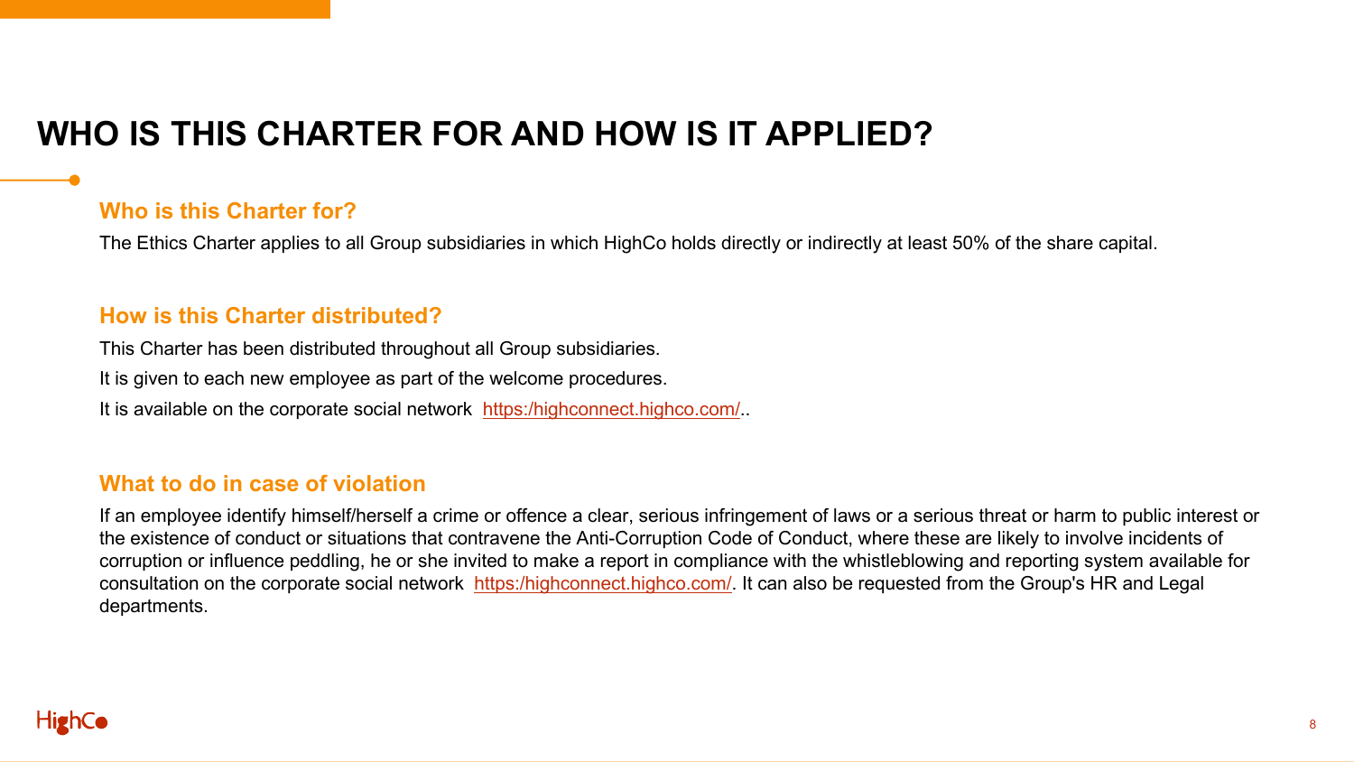# WHO IS THIS CHARTER FOR AND HOW IS IT APPLIED?

## Who is this Charter for?

The Ethics Charter applies to all Group subsidiaries in which HighCo holds directly or indirectly at least 50% of the share capital.

## How is this Charter distributed?

This Charter has been distributed throughout all Group subsidiaries.

It is given to each new employee as part of the welcome procedures.

It is available on the corporate social network https:/highconnect.highco.com/..

## What to do in case of violation

If an employee identify himself/herself a crime or offence a clear, serious infringement of laws or a serious threat or harm to public interest or the existence of conduct or situations that contravene the Anti-Corruption Code of Conduct, where these are likely to involve incidents of corruption or influence peddling, he or she invited to make a report in compliance with the whistleblowing and reporting system available for consultation on the corporate social network https:/highconnect.highco.com/. It can also be requested from the Group's HR and Legal departments.